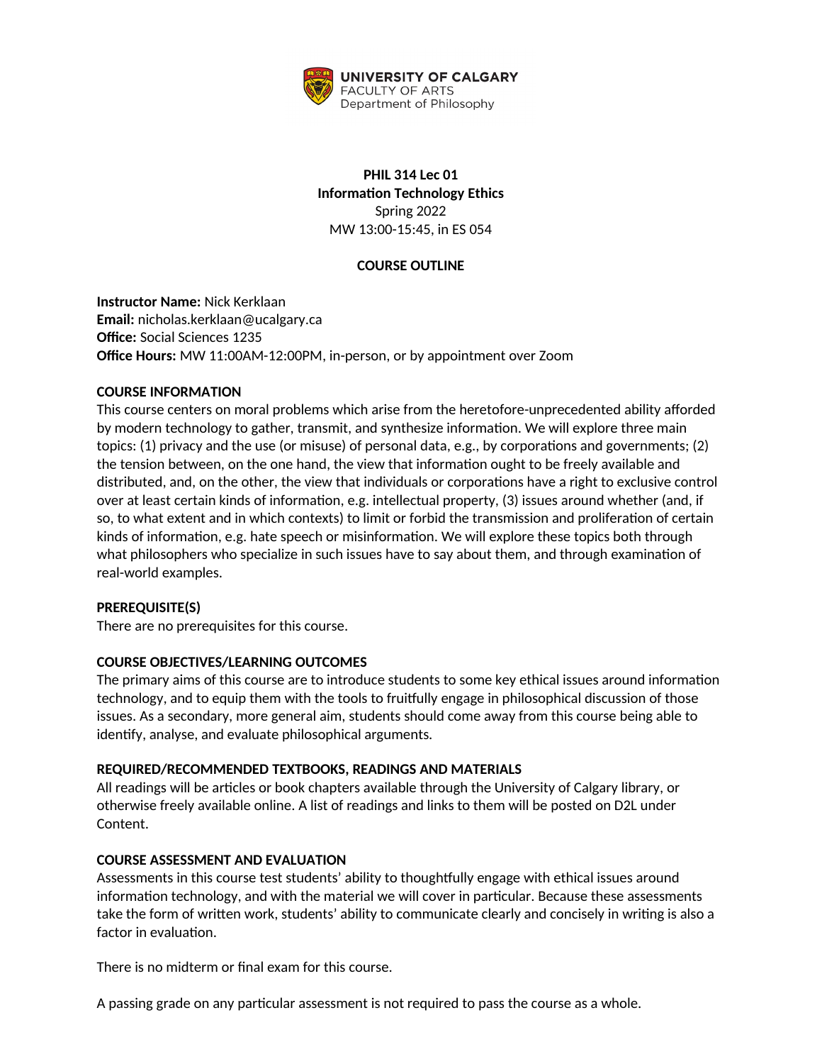UNIVERSITY OF CALGARY
FACULTY OF ARTS
Department of Philosophy

**PHIL 314 Lec 01**
**Information Technology Ethics**
Spring 2022
MW 13:00-15:45, in ES 054

**COURSE OUTLINE**

**Instructor Name:** Nick Kerklaan
**Email:** nicholas.kerklaan@ucalgary.ca
**Office:** Social Sciences 1235
**Office Hours:** MW 11:00AM-12:00PM, in-person, or by appointment over Zoom

**COURSE INFORMATION**

This course centers on moral problems which arise from the heretofore-unprecedented ability afforded by modern technology to gather, transmit, and synthesize information. We will explore three main topics: (1) privacy and the use (or misuse) of personal data, e.g., by corporations and governments; (2) the tension between, on the one hand, the view that information ought to be freely available and distributed, and, on the other, the view that individuals or corporations have a right to exclusive control over at least certain kinds of information, e.g. intellectual property, (3) issues around whether (and, if so, to what extent and in which contexts) to limit or forbid the transmission and proliferation of certain kinds of information, e.g. hate speech or misinformation. We will explore these topics both through what philosophers who specialize in such issues have to say about them, and through examination of real-world examples.

**PREREQUISITE(S)**

There are no prerequisites for this course.

**COURSE OBJECTIVES/LEARNING OUTCOMES**

The primary aims of this course are to introduce students to some key ethical issues around information technology, and to equip them with the tools to fruitfully engage in philosophical discussion of those issues. As a secondary, more general aim, students should come away from this course being able to identify, analyse, and evaluate philosophical arguments.

**REQUIRED/RECOMMENDED TEXTBOOKS, READINGS AND MATERIALS**

All readings will be articles or book chapters available through the University of Calgary library, or otherwise freely available online. A list of readings and links to them will be posted on D2L under Content.

**COURSE ASSESSMENT AND EVALUATION**

Assessments in this course test students' ability to thoughtfully engage with ethical issues around information technology, and with the material we will cover in particular. Because these assessments take the form of written work, students' ability to communicate clearly and concisely in writing is also a factor in evaluation.

There is no midterm or final exam for this course.

A passing grade on any particular assessment is not required to pass the course as a whole.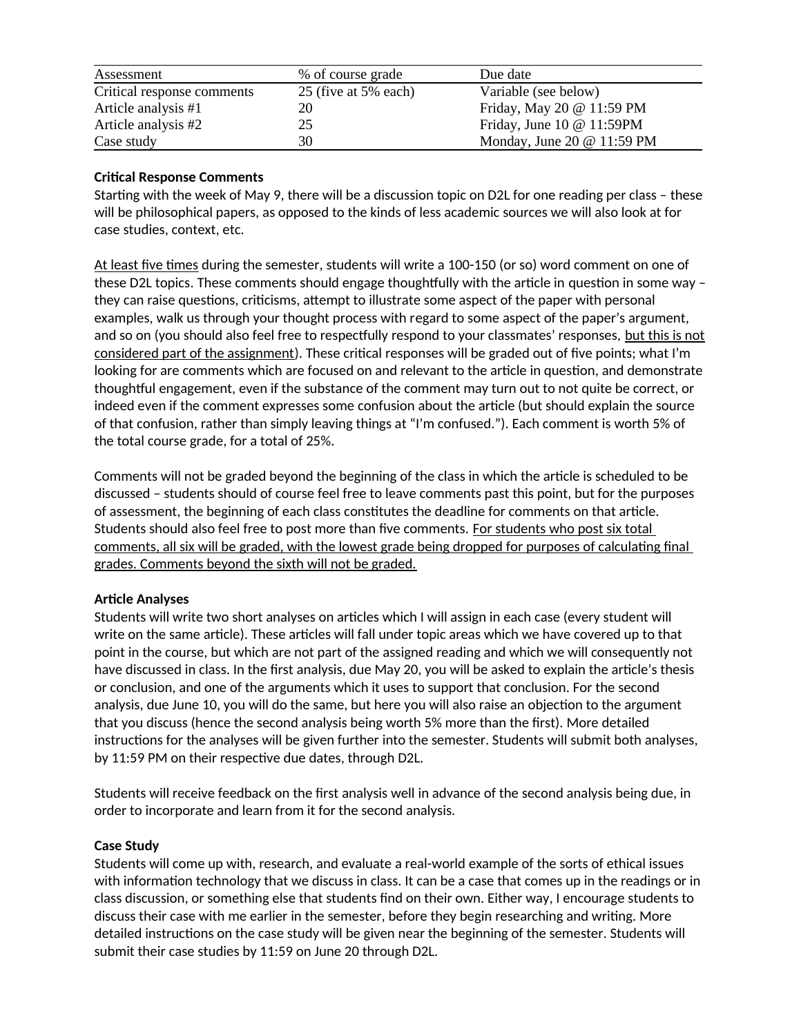| Assessment | % of course grade | Due date |
|---|---|---|
| Critical response comments | 25 (five at 5% each) | Variable (see below) |
| Article analysis #1 | 20 | Friday, May 20 @ 11:59 PM |
| Article analysis #2 | 25 | Friday, June 10 @ 11:59PM |
| Case study | 30 | Monday, June 20 @ 11:59 PM |

**Critical Response Comments**

Starting with the week of May 9, there will be a discussion topic on D2L for one reading per class – these will be philosophical papers, as opposed to the kinds of less academic sources we will also look at for case studies, context, etc.

At least five times during the semester, students will write a 100-150 (or so) word comment on one of these D2L topics. These comments should engage thoughtfully with the article in question in some way – they can raise questions, criticisms, attempt to illustrate some aspect of the paper with personal examples, walk us through your thought process with regard to some aspect of the paper's argument, and so on (you should also feel free to respectfully respond to your classmates' responses, but this is not considered part of the assignment). These critical responses will be graded out of five points; what I'm looking for are comments which are focused on and relevant to the article in question, and demonstrate thoughtful engagement, even if the substance of the comment may turn out to not quite be correct, or indeed even if the comment expresses some confusion about the article (but should explain the source of that confusion, rather than simply leaving things at "I'm confused."). Each comment is worth 5% of the total course grade, for a total of 25%.

Comments will not be graded beyond the beginning of the class in which the article is scheduled to be discussed – students should of course feel free to leave comments past this point, but for the purposes of assessment, the beginning of each class constitutes the deadline for comments on that article. Students should also feel free to post more than five comments. For students who post six total comments, all six will be graded, with the lowest grade being dropped for purposes of calculating final grades. Comments beyond the sixth will not be graded.

**Article Analyses**

Students will write two short analyses on articles which I will assign in each case (every student will write on the same article). These articles will fall under topic areas which we have covered up to that point in the course, but which are not part of the assigned reading and which we will consequently not have discussed in class. In the first analysis, due May 20, you will be asked to explain the article's thesis or conclusion, and one of the arguments which it uses to support that conclusion. For the second analysis, due June 10, you will do the same, but here you will also raise an objection to the argument that you discuss (hence the second analysis being worth 5% more than the first). More detailed instructions for the analyses will be given further into the semester. Students will submit both analyses, by 11:59 PM on their respective due dates, through D2L.

Students will receive feedback on the first analysis well in advance of the second analysis being due, in order to incorporate and learn from it for the second analysis.

**Case Study**

Students will come up with, research, and evaluate a real-world example of the sorts of ethical issues with information technology that we discuss in class. It can be a case that comes up in the readings or in class discussion, or something else that students find on their own. Either way, I encourage students to discuss their case with me earlier in the semester, before they begin researching and writing. More detailed instructions on the case study will be given near the beginning of the semester. Students will submit their case studies by 11:59 on June 20 through D2L.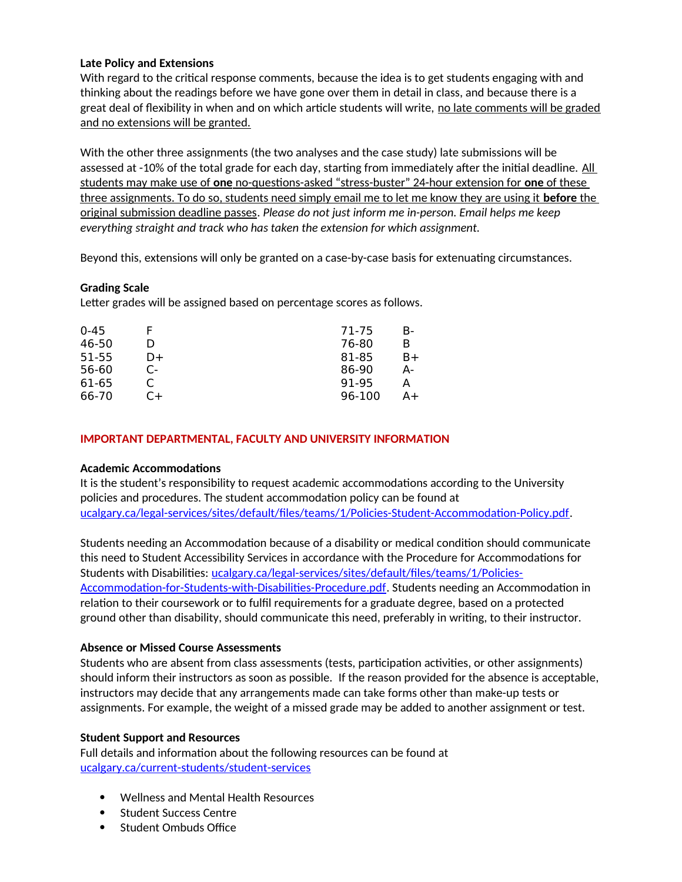**Late Policy and Extensions**

With regard to the critical response comments, because the idea is to get students engaging with and thinking about the readings before we have gone over them in detail in class, and because there is a great deal of flexibility in when and on which article students will write, no late comments will be graded and no extensions will be granted.

With the other three assignments (the two analyses and the case study) late submissions will be assessed at -10% of the total grade for each day, starting from immediately after the initial deadline. All students may make use of **one** no-questions-asked "stress-buster" 24-hour extension for **one** of these three assignments. To do so, students need simply email me to let me know they are using it **before** the original submission deadline passes. *Please do not just inform me in-person. Email helps me keep everything straight and track who has taken the extension for which assignment.*

Beyond this, extensions will only be granted on a case-by-case basis for extenuating circumstances.

**Grading Scale**

Letter grades will be assigned based on percentage scores as follows.

| | | | |
|---|---|---|---|
| 0-45 | F | 71-75 | B- |
| 46-50 | D | 76-80 | B |
| 51-55 | D+ | 81-85 | B+ |
| 56-60 | C- | 86-90 | A- |
| 61-65 | C | 91-95 | A |
| 66-70 | C+ | 96-100 | A+ |

## IMPORTANT DEPARTMENTAL, FACULTY AND UNIVERSITY INFORMATION

**Academic Accommodations**

It is the student's responsibility to request academic accommodations according to the University policies and procedures. The student accommodation policy can be found at ucalgary.ca/legal-services/sites/default/files/teams/1/Policies-Student-Accommodation-Policy.pdf.

Students needing an Accommodation because of a disability or medical condition should communicate this need to Student Accessibility Services in accordance with the Procedure for Accommodations for Students with Disabilities: ucalgary.ca/legal-services/sites/default/files/teams/1/Policies-Accommodation-for-Students-with-Disabilities-Procedure.pdf. Students needing an Accommodation in relation to their coursework or to fulfil requirements for a graduate degree, based on a protected ground other than disability, should communicate this need, preferably in writing, to their instructor.

**Absence or Missed Course Assessments**

Students who are absent from class assessments (tests, participation activities, or other assignments) should inform their instructors as soon as possible. If the reason provided for the absence is acceptable, instructors may decide that any arrangements made can take forms other than make-up tests or assignments. For example, the weight of a missed grade may be added to another assignment or test.

**Student Support and Resources**

Full details and information about the following resources can be found at ucalgary.ca/current-students/student-services

- Wellness and Mental Health Resources
- Student Success Centre
- Student Ombuds Office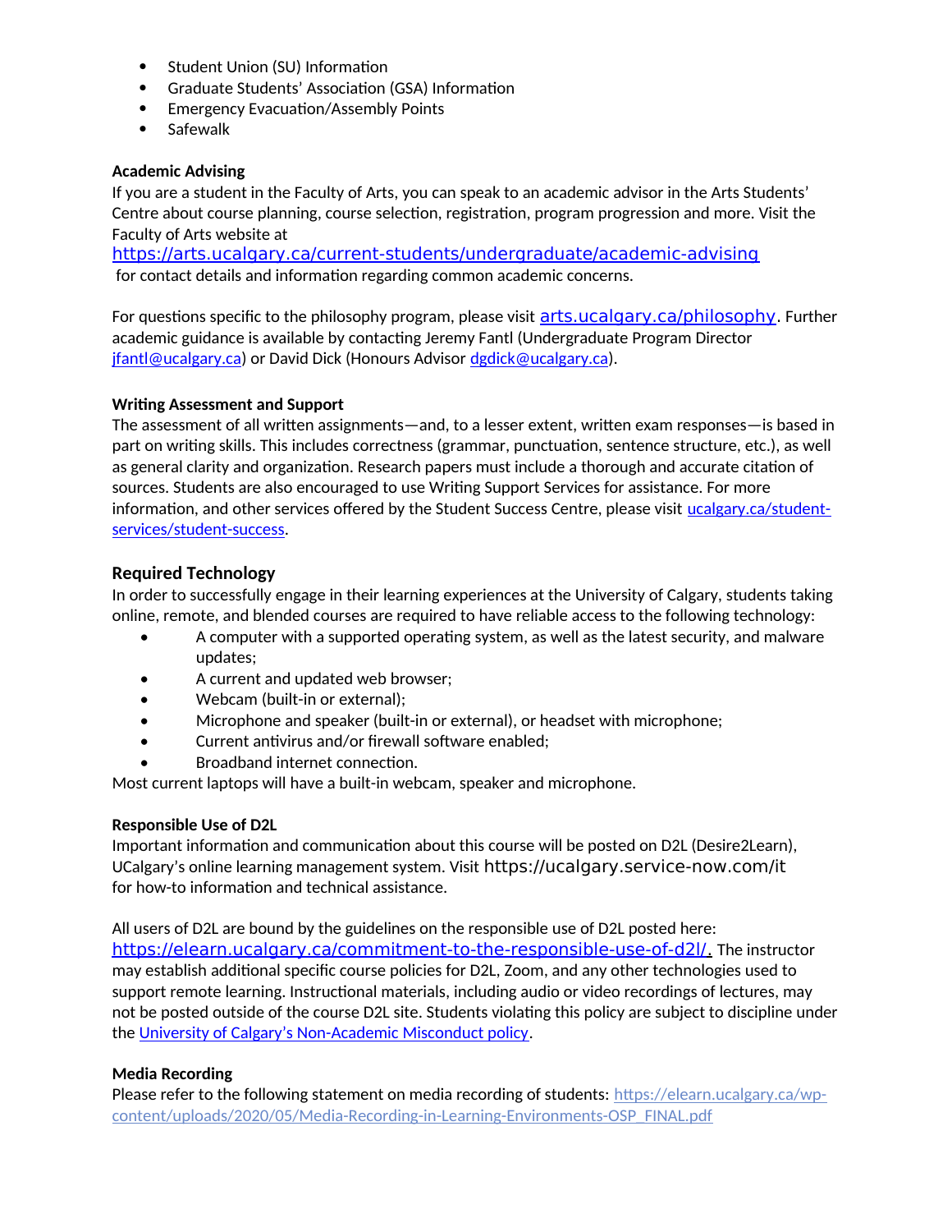- Student Union (SU) Information
- Graduate Students' Association (GSA) Information
- Emergency Evacuation/Assembly Points
- Safewalk

**Academic Advising**
If you are a student in the Faculty of Arts, you can speak to an academic advisor in the Arts Students' Centre about course planning, course selection, registration, program progression and more. Visit the Faculty of Arts website at https://arts.ucalgary.ca/current-students/undergraduate/academic-advising for contact details and information regarding common academic concerns.

For questions specific to the philosophy program, please visit arts.ucalgary.ca/philosophy. Further academic guidance is available by contacting Jeremy Fantl (Undergraduate Program Director jfantl@ucalgary.ca) or David Dick (Honours Advisor dgdick@ucalgary.ca).

**Writing Assessment and Support**
The assessment of all written assignments—and, to a lesser extent, written exam responses—is based in part on writing skills. This includes correctness (grammar, punctuation, sentence structure, etc.), as well as general clarity and organization. Research papers must include a thorough and accurate citation of sources. Students are also encouraged to use Writing Support Services for assistance. For more information, and other services offered by the Student Success Centre, please visit ucalgary.ca/student-services/student-success.

## Required Technology
In order to successfully engage in their learning experiences at the University of Calgary, students taking online, remote, and blended courses are required to have reliable access to the following technology:

- A computer with a supported operating system, as well as the latest security, and malware updates;
- A current and updated web browser;
- Webcam (built-in or external);
- Microphone and speaker (built-in or external), or headset with microphone;
- Current antivirus and/or firewall software enabled;
- Broadband internet connection.

Most current laptops will have a built-in webcam, speaker and microphone.

**Responsible Use of D2L**
Important information and communication about this course will be posted on D2L (Desire2Learn), UCalgary's online learning management system. Visit https://ucalgary.service-now.com/it for how-to information and technical assistance.

All users of D2L are bound by the guidelines on the responsible use of D2L posted here: https://elearn.ucalgary.ca/commitment-to-the-responsible-use-of-d2l/. The instructor may establish additional specific course policies for D2L, Zoom, and any other technologies used to support remote learning. Instructional materials, including audio or video recordings of lectures, may not be posted outside of the course D2L site. Students violating this policy are subject to discipline under the University of Calgary's Non-Academic Misconduct policy.

**Media Recording**
Please refer to the following statement on media recording of students: https://elearn.ucalgary.ca/wp-content/uploads/2020/05/Media-Recording-in-Learning-Environments-OSP_FINAL.pdf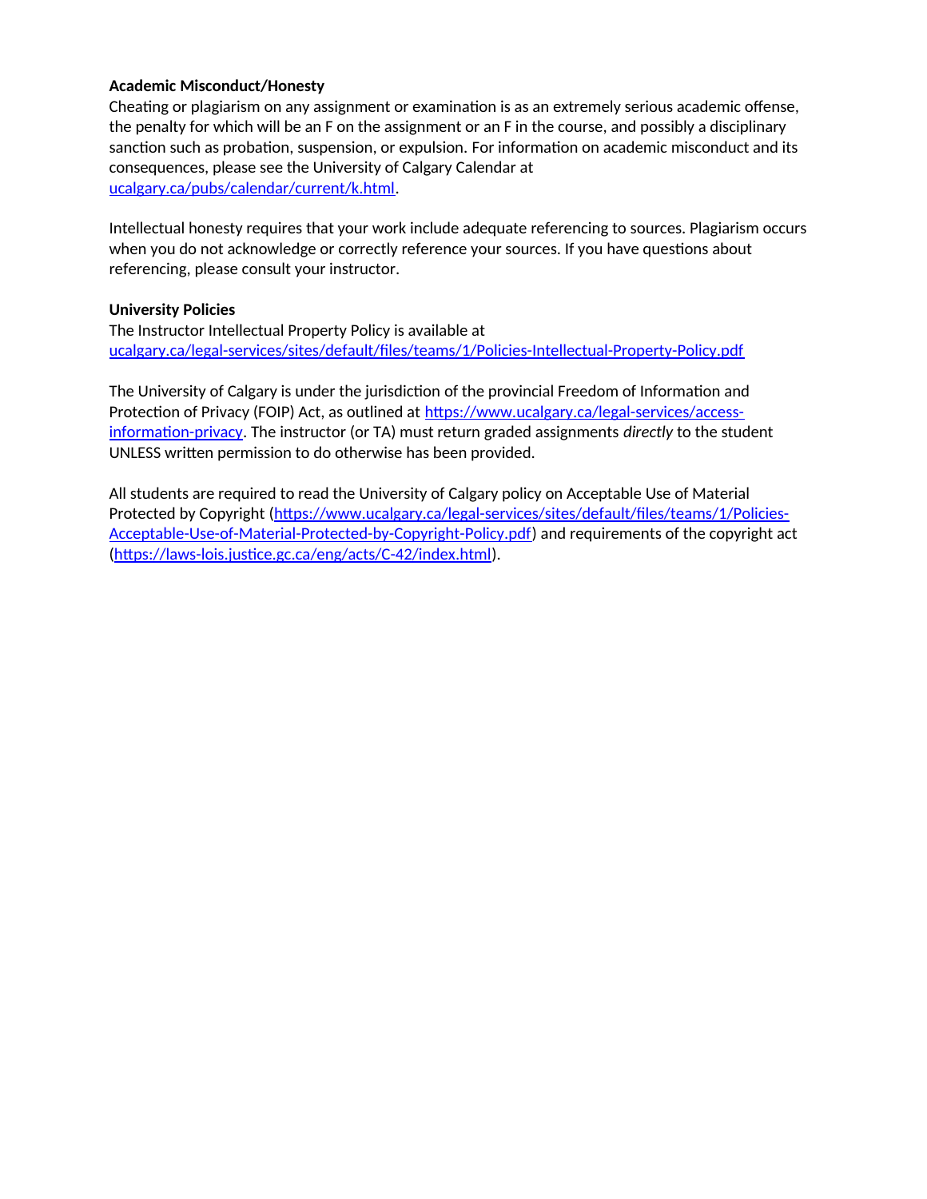**Academic Misconduct/Honesty**

Cheating or plagiarism on any assignment or examination is as an extremely serious academic offense, the penalty for which will be an F on the assignment or an F in the course, and possibly a disciplinary sanction such as probation, suspension, or expulsion. For information on academic misconduct and its consequences, please see the University of Calgary Calendar at [ucalgary.ca/pubs/calendar/current/k.html](ucalgary.ca/pubs/calendar/current/k.html).

Intellectual honesty requires that your work include adequate referencing to sources. Plagiarism occurs when you do not acknowledge or correctly reference your sources. If you have questions about referencing, please consult your instructor.

**University Policies**

The Instructor Intellectual Property Policy is available at [ucalgary.ca/legal-services/sites/default/files/teams/1/Policies-Intellectual-Property-Policy.pdf](ucalgary.ca/legal-services/sites/default/files/teams/1/Policies-Intellectual-Property-Policy.pdf)

The University of Calgary is under the jurisdiction of the provincial Freedom of Information and Protection of Privacy (FOIP) Act, as outlined at [https://www.ucalgary.ca/legal-services/access-information-privacy](https://www.ucalgary.ca/legal-services/access-information-privacy). The instructor (or TA) must return graded assignments *directly* to the student UNLESS written permission to do otherwise has been provided.

All students are required to read the University of Calgary policy on Acceptable Use of Material Protected by Copyright ([https://www.ucalgary.ca/legal-services/sites/default/files/teams/1/Policies-Acceptable-Use-of-Material-Protected-by-Copyright-Policy.pdf](https://www.ucalgary.ca/legal-services/sites/default/files/teams/1/Policies-Acceptable-Use-of-Material-Protected-by-Copyright-Policy.pdf)) and requirements of the copyright act ([https://laws-lois.justice.gc.ca/eng/acts/C-42/index.html](https://laws-lois.justice.gc.ca/eng/acts/C-42/index.html)).